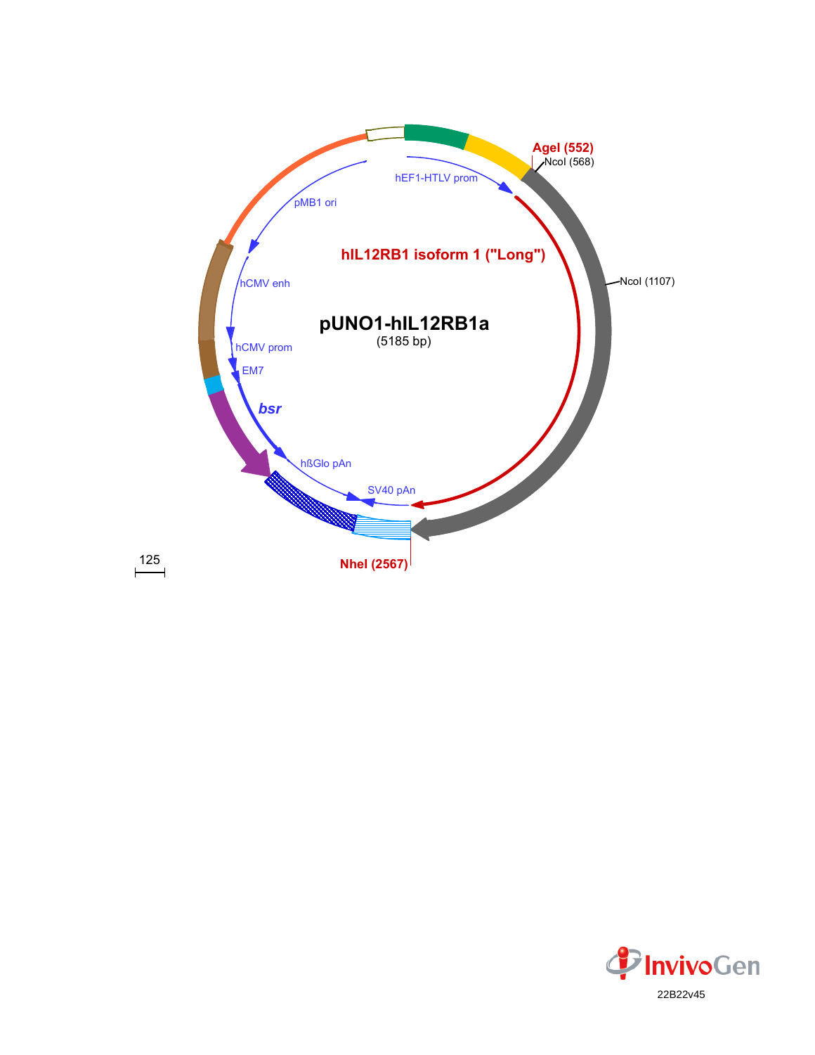**pUNO1-hIL12RB1a**
(5185 bp)

AgeI (552)
NcoI (568)
NcoI (1107)
NheI (2567)

hEF1-HTLV prom
**hIL12RB1 isoform 1 ("Long")**
SV40 pAn
hßGlo pAn
***bsr***
EM7
hCMV prom
hCMV enh
pMB1 ori

125

InvivoGen

22B22v45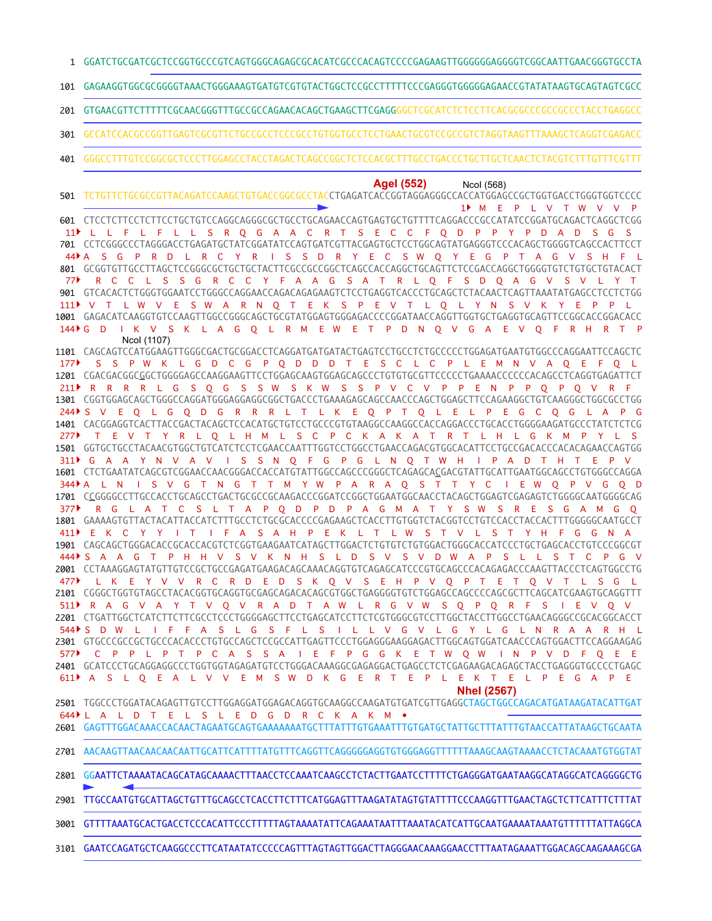```
1    GGATCTGCGATCGCTCCGGTGCCCGTCAGTGGGCAGAGCGCACATCGCCCACAGTCCCCGAGAAGTTGGGGGGAGGGGTCGGCAATTGAACGGGTGCCTA

101  GAGAAGGTGGCGCGGGGTAAACTGGGAAAGTGATGTCGTGTACTGGCTCCGCCTTTTTCCCGAGGGTGGGGGAGAACCGTATATAAGTGCAGTAGTCGCC

201  GTGAACGTTCTTTTTCGCAACGGGTTTGCCGCCAGAACACAGCTGAAGCTTCGAGGGGCTCGCATCTCTCCTTCACGCGCCCGCCGCCCTACCTGAGGCC

301  GCCATCCACGCCGGTTGAGTCGCGTTCTGCCGCCTCCCGCCTGTGGTGCCTCCTGAACTGCGTCCGCCGTCTAGGTAAGTTTAAAGCTCAGGTCGAGACC

401  GGGCCTTTGTCCGGCGCTCCCTTGGAGCCTACCTAGACTCAGCCGGCTCTCCACGCTTTGCCTGACCCTGCTTGCTCAACTCTACGTCTTTGTTTCGTTT

                                                            AgeI (552)            NcoI (568)
501  TCTGTTCTGCGCCGTTACAGATCCAAGCTGTGACCGGCGCCTACCTGAGATCACCGGTAGGAGGGCCACCATGGAGCCGCTGGTGACCTGGGTGGTCCCC
                                                                                1▸ M  E  P  L  V  T  W  V  V  P
601  CTCCTCTTCCTCTTCCTGCTGTCCAGGCAGGGCGCTGCCTGCAGAACCAGTGAGTGCTGTTTTCAGGACCCGCCATATCCGGATGCAGACTCAGGCTCGG
 11▸ L  L  F  L  F  L  L  S  R  Q  G  A  A  C  R  T  S  E  C  C  F  Q  D  P  P  Y  P  D  A  D  S  G  S
701  CCTCGGGCCCTAGGGACCTGAGATGCTATCGGATATCCAGTGATCGTTACGAGTGCTCCTGGCAGTATGAGGGTCCCACAGCTGGGGTCAGCCACTTCCT
 44▸A  S  G  P  R  D  L  R  C  Y  R  I  S  S  D  R  Y  E  C  S  W  Q  Y  E  G  P  T  A  G  V  S  H  F  L
801  GCGGTGTTGCCTTAGCTCCGGGCGCTGCTGCTACTTCGCCGCCGGCTCAGCCACCAGGCTGCAGTTCTCCGACCAGGCTGGGGTGTCTGTGCTGTACACT
 77▸  R  C  C  L  S  S  G  R  C  C  Y  F  A  A  G  S  A  T  R  L  Q  F  S  D  Q  A  G  V  S  V  L  Y  T
901  GTCACACTCTGGGTGGAATCCTGGGCCAGGAACCAGACAGAGAAGTCTCCTGAGGTCACCCTGCAGCTCTACAACTCAGTTAAATATGAGCCTCCTCTGG
111▸ V  T  L  W  V  E  S  W  A  R  N  Q  T  E  K  S  P  E  V  T  L  Q  L  Y  N  S  V  K  Y  E  P  P  L
1001 GAGACATCAAGGTGTCCAAGTTGGCCGGGCAGCTGCGTATGGAGTGGGAGACCCCGGATAACCAGGTTGGTGCTGAGGTGCAGTTCCGGCACCGGACACC
144▸G  D  I  K  V  S  K  L  A  G  Q  L  R  M  E  W  E  T  P  D  N  Q  V  G  A  E  V  Q  F  R  H  R  T  P
            NcoI (1107)
1101 CAGCAGTCCATGGAAGTTGGGCGACTGCGGACCTCAGGATGATGATACTGAGTCCTGCCTCTGCCCCCTGGAGATGAATGTGGCCCAGGAATTCCAGCTC
177▸  S  S  P  W  K  L  G  D  C  G  P  Q  D  D  D  T  E  S  C  L  C  P  L  E  M  N  V  A  Q  E  F  Q  L
1201 CGACGACGGCGGCTGGGGAGCCAAGGAAGTTCCTGGAGCAAGTGGAGCAGCCCTGTGTGCGTTCCCCCTGAAAACCCCCCACAGCCTCAGGTGAGATTCT
211▸ R  R  R  R  L  G  S  Q  G  S  S  W  S  K  W  S  S  P  V  C  V  P  P  E  N  P  P  Q  P  Q  V  R  F
1301 CGGTGGAGCAGCTGGGCCAGGATGGGAGGAGGCGGCTGACCCTGAAAGAGCAGCCAACCCAGCTGGAGCTTCCAGAAGGCTGTCAAGGGCTGGCGCCTGG
244▸S  V  E  Q  L  G  Q  D  G  R  R  R  L  T  L  K  E  Q  P  T  Q  L  E  L  P  E  G  C  Q  G  L  A  P  G
1401 CACGGAGGTCACTTACCGACTACAGCTCCACATGCTGTCCTGCCCGTGTAAGGCCAAGGCCACCAGGACCCTGCACCTGGGGAAGATGCCCTATCTCTCG
277▸  T  E  V  T  Y  R  L  Q  L  H  M  L  S  C  P  C  K  A  K  A  T  R  T  L  H  L  G  K  M  P  Y  L  S
1501 GGTGCTGCCTACAACGTGGCTGTCATCTCCTCGAACCAATTTGGTCCTGGCCTGAACCAGACGTGGCACATTCCTGCCGACACCCACACAGAACCAGTGG
311▸ G  A  A  Y  N  V  A  V  I  S  S  N  Q  F  G  P  G  L  N  Q  T  W  H  I  P  A  D  T  H  T  E  P  V
1601 CTCTGAATATCAGCGTCGGAACCAACGGGACCACCATGTATTGGCCAGCCCGGGCTCAGAGCACGACGTATTGCATTGAATGGCAGCCTGTGGGCCAGGA
344▸A  L  N  I  S  V  G  T  N  G  T  T  M  Y  W  P  A  R  A  Q  S  T  T  Y  C  I  E  W  Q  P  V  G  Q  D
1701 CCGGGGCCTTGCCACCTGCAGCCTGACTGCGCCGCAAGACCCGGATCCGGCTGGAATGGCAACCTACAGCTGGAGTCGAGAGTCTGGGGCAATGGGGCAG
377▸  R  G  L  A  T  C  S  L  T  A  P  Q  D  P  D  P  A  G  M  A  T  Y  S  W  S  R  E  S  G  A  M  G  Q
1801 GAAAAGTGTTACTACATTACCATCTTTGCCTCTGCGCACCCGGAGAAGCTCACCTTGTGGTCTACGGTCCTGTCCACCTACCACTTTGGGGGCAATGCCT
411▸ E  K  C  Y  Y  I  T  I  F  A  S  A  H  P  E  K  L  T  L  W  S  T  V  L  S  T  Y  H  F  G  G  N  A
1901 CAGCAGCTGGGACACCGCACCACGTCTCGGTGAAGAATCATAGCTTGGACTCTGTGTCTGTGGACTGGGCACCATCCCTGCTGAGCACCTGTCCCGGCGT
444▸S  A  A  G  T  P  H  H  V  S  V  K  N  H  S  L  D  S  V  S  V  D  W  A  P  S  L  L  S  T  C  P  G  V
2001 CCTAAAGGAGTATGTTGTCCGCTGCCGAGATGAAGACAGCAAACAGGTGTCAGAGCATCCCGTGCAGCCCACAGAGACCCAAGTTACCCTCAGTGGCCTG
477▸  L  K  E  Y  V  V  R  C  R  D  E  D  S  K  Q  V  S  E  H  P  V  Q  P  T  E  T  Q  V  T  L  S  G  L
2101 CGGGCTGGTGTAGCCTACACGGTGCAGGTGCGAGCAGACACAGCGTGGCTGAGGGGTGTCTGGAGCCAGCCCCAGCGCTTCAGCATCGAAGTGCAGGTTT
511▸ R  A  G  V  A  Y  T  V  Q  V  R  A  D  T  A  W  L  R  G  V  W  S  Q  P  Q  R  F  S  I  E  V  Q  V
2201 CTGATTGGCTCATCTTCTTCGCCTCCCTGGGGAGCTTCCTGAGCATCCTTCTCGTGGGCGTCCTTGGCTACCTTGGCCTGAACAGGGCCGCACGGCACCT
544▸S  D  W  L  I  F  F  A  S  L  G  S  F  L  S  I  L  L  V  G  V  L  G  Y  L  G  L  N  R  A  A  R  H  L
2301 GTGCCCGCCGCTGCCCACACCCTGTGCCAGCTCCGCCATTGAGTTCCCTGGAGGGAAGGAGACTTGGCAGTGGATCAACCCAGTGGACTTCCAGGAAGAG
577▸  C  P  P  L  P  T  P  C  A  S  S  A  I  E  F  P  G  G  K  E  T  W  Q  W  I  N  P  V  D  F  Q  E  E
2401 GCATCCCTGCAGGAGGCCCTGGTGGTAGAGATGTCCTGGGACAAAGGCGAGAGGACTGAGCCTCTCGAGAAGACAGAGCTACCTGAGGGTGCCCCTGAGC
611▸ A  S  L  Q  E  A  L  V  V  E  M  S  W  D  K  G  E  R  T  E  P  L  E  K  T  E  L  P  E  G  A  P  E
                                                                                      NheI (2567)
2501 TGGCCCTGGATACAGAGTTGTCCTTGGAGGATGGAGACAGGTGCAAGGCCAAGATGTGATCGTTGAGGCTAGCTGGCCAGACATGATAAGATACATTGAT
644▸L  A  L  D  T  E  L  S  L  E  D  G  D  R  C  K  A  K  M  •
2601 GAGTTTGGACAAACCACAACTAGAATGCAGTGAAAAAAATGCTTTATTTGTGAAATTTGTGATGCTATTGCTTTATTTGTAACCATTATAAGCTGCAATA

2701 AACAAGTTAACAACAACAATTGCATTCATTTTATGTTTCAGGTTCAGGGGGAGGTGTGGGAGGTTTTTTAAAGCAAGTAAAACCTCTACAAATGTGGTAT

2801 GGAATTCTAAAATACAGCATAGCAAAACTTTAACCTCCAAATCAAGCCTCTACTTGAATCCTTTTCTGAGGGATGAATAAGGCATAGGCATCAGGGGCTG

2901 TTGCCAATGTGCATTAGCTGTTTGCAGCCTCACCTTCTTTCATGGAGTTTAAGATATAGTGTATTTTCCCAAGGTTTGAACTAGCTCTTCATTTCTTTAT

3001 GTTTTAAATGCACTGACCTCCCACATTCCCTTTTTAGTAAAATATTCAGAAATAATTTAAATACATCATTGCAATGAAAATAAATGTTTTTTATTAGGCA

3101 GAATCCAGATGCTCAAGGCCCTTCATAATATCCCCCAGTTTAGTAGTTGGACTTAGGGAACAAAGGAACCTTTAATAGAAAATTGGACAGCAAGAAAGCGA
```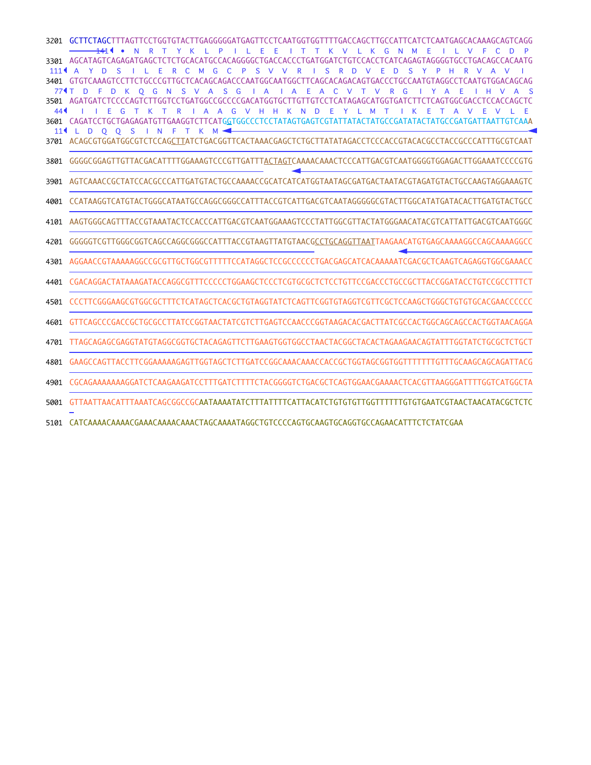```
3201 GCTTCTAGCTTTAGTTCCTGGTGTACTTGAGGGGGATGAGTTCCTCAATGGTGGTTTTGACCAGCTTGCCATTCATCTCAATGAGCACAAAGCAGTCAGG
 141◄ • N R T Y K L P I L E E I T T K V L K G N M E I L V F C D P
3301 AGCATAGTCAGAGATGAGCTCTCTGCACATGCCACAGGGGCTGACCACCCTGATGGATCTGTCCACCTCATCAGAGTAGGGGTGCCTGACAGCCACAATG
 111◄ A Y D S I L E R C M G C P S V V R I S R D V E D S Y P H R V A V I
3401 GTGTCAAAGTCCTTCTGCCCGTTGCTCACAGCAGACCCAATGGCAATGGCTTCAGCACAGACAGTGACCCTGCCAATGTAGGCCTCAATGTGGACAGCAG
 77◄ T D F D K Q G N S V A S G I A I A E A C V T V R G I Y A E I H V A S
3501 AGATGATCTCCCCAGTCTTGGTCCTGATGGCCGCCCCGACATGGTGCTTGTTGTCCTCATAGAGCATGGTGATCTTCTCAGTGGCGACCTCCACCAGCTC
 44◄ I I E G T K T R I A A G V H H K N D E Y L M T I K E T A V E V L E
3601 CAGATCCTGCTGAGAGATGTTGAAGGTCTTCATGGTGGCCCTCCTATAGTGAGTCGTATTATACTATGCCGATATACTATGCCGATGATTAATTGTCAAA
 11◄ L D Q Q S I N F T K M
3701 ACAGCGTGGATGGCGTCTCCAGCTTATCTGACGGTTCACTAAACGAGCTCTGCTTATATAGACCTCCCACCGTACACGCCTACCGCCCATTTGCGTCAAT
3801 GGGGCGGAGTTGTTACGACATTTTGGAAAGTCCCGTTGATTTACTAGTCAAAACAAACTCCCATTGACGTCAATGGGGTGGAGACTTGGAAATCCCCGTG
3901 AGTCAAACCGCTATCCACGCCCATTGATGTACTGCCAAAACCGCATCATCATGGTAATAGCGATGACTAATACGTAGATGTACTGCCAAGTAGGAAAGTC
4001 CCATAAGGTCATGTACTGGGCATAATGCCAGGCGGGCCATTTACCGTCATTGACGTCAATAGGGGGCGTACTTGGCATATGATACACTTGATGTACTGCC
4101 AAGTGGGCAGTTTACCGTAAATACTCCACCCATTGACGTCAATGGAAAGTCCCTATTGGCGTTACTATGGGAACATACGTCATTATTGACGTCAATGGGC
4201 GGGGGTCGTTGGGCGGTCAGCCAGGCGGGCCATTTACCGTAAGTTATGTAACGCCTGCAGGTTAATTAAGAACATGTGAGCAAAAGGCCAGCAAAAGGCC
4301 AGGAACCGTAAAAAGGCCGCGTTGCTGGCGTTTTTCCATAGGCTCCGCCCCCCTGACGAGCATCACAAAAATCGACGCTCAAGTCAGAGGTGGCGAAACC
4401 CGACAGGACTATAAAGATACCAGGCGTTTCCCCCTGGAAGCTCCCTCGTGCGCTCTCCTGTTCCGACCCTGCCGCTTACCGGATACCTGTCCGCCTTTCT
4501 CCCTTCGGGAAGCGTGGCGCTTTCTCATAGCTCACGCTGTAGGTATCTCAGTTCGGTGTAGGTCGTTCGCTCCAAGCTGGGCTGTGTGCACGAACCCCCC
4601 GTTCAGCCCGACCGCTGCGCCTTATCCGGTAACTATCGTCTTGAGTCCAACCCGGTAAGACACGACTTATCGCCACTGGCAGCAGCCACTGGTAACAGGA
4701 TTAGCAGAGCGAGGTATGTAGGCGGTGCTACAGAGTTCTTGAAGTGGTGGCCTAACTACGGCTACACTAGAAGAACAGTATTTGGTATCTGCGCTCTGCT
4801 GAAGCCAGTTACCTTCGGAAAAAGAGTTGGTAGCTCTTGATCCGGCAAACAAACCACCGCTGGTAGCGGTGGTTTTTTTGTTTGCAAGCAGCAGATTACG
4901 CGCAGAAAAAAAGGATCTCAAGAAGATCCTTTGATCTTTTCTACGGGGTCTGACGCTCAGTGGAACGAAAACTCACGTTAAGGGATTTTGGTCATGGCTA
5001 GTTAATTAACATTTAAATCAGCGGCCGCAATAAAATATCTTTATTTTCATTACATCTGTGTGTTGGTTTTTTGTGTGAATCGTAACTAACATACGCTCTC
5101 CATCAAAACAAAACGAAACAAAACAAACTAGCAAAATAGGCTGTCCCCAGTGCAAGTGCAGGTGCCAGAACATTTCTCTATCGAA
```